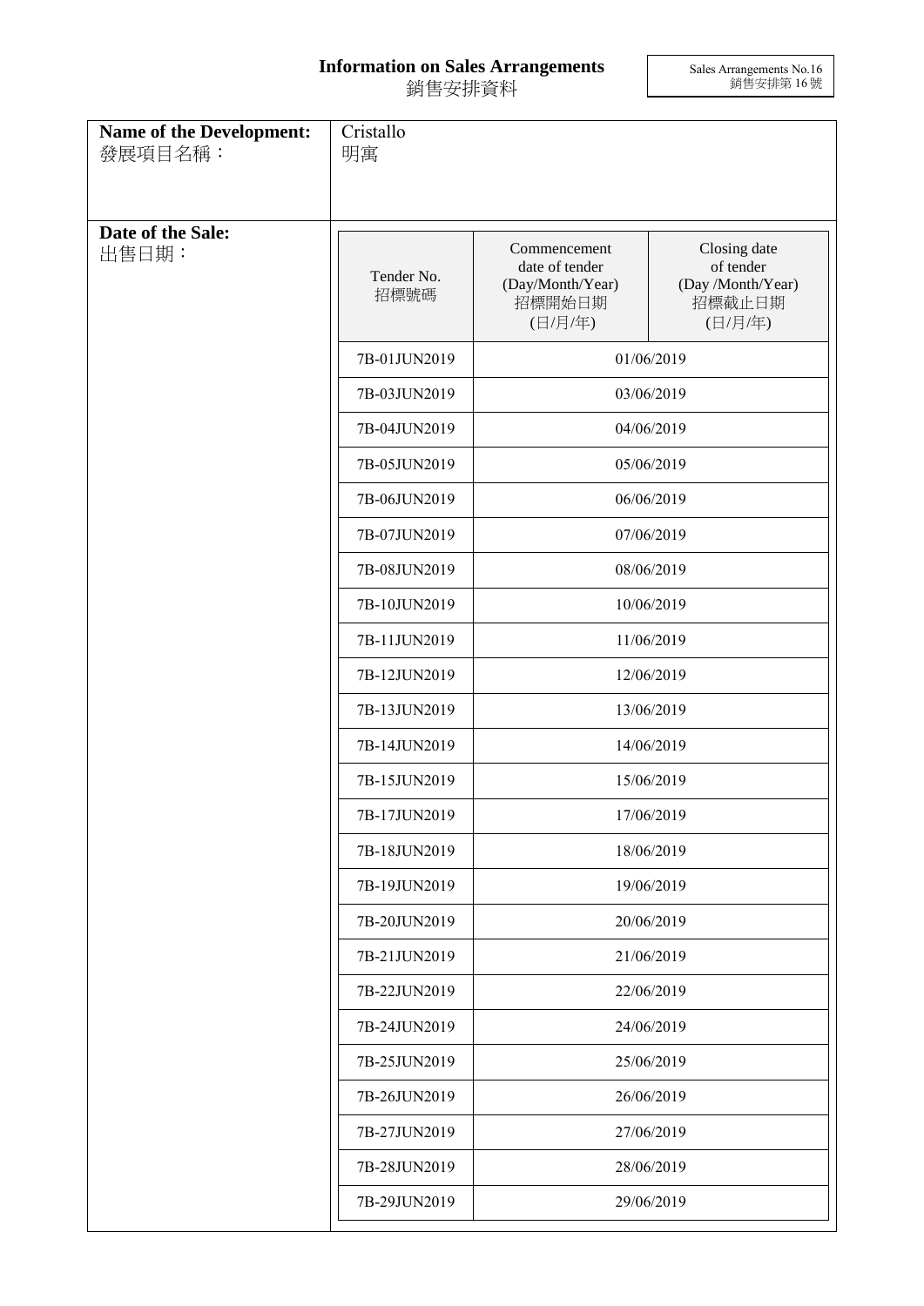# Information on Sales Arrangements
# 銷售安排資料

Sales Arrangements No.16
銷售安排第 16 號

**Name of the Development:**
發展項目名稱：

Cristallo
明寓

**Date of the Sale:**
出售日期：

| Tender No.<br>招標號碼 | Commencement date of tender (Day/Month/Year)<br>招標開始日期<br>(日/月/年) | Closing date of tender (Day /Month/Year)<br>招標截止日期<br>(日/月/年) |
| --- | --- | --- |
| 7B-01JUN2019 | 01/06/2019 | |
| 7B-03JUN2019 | 03/06/2019 | |
| 7B-04JUN2019 | 04/06/2019 | |
| 7B-05JUN2019 | 05/06/2019 | |
| 7B-06JUN2019 | 06/06/2019 | |
| 7B-07JUN2019 | 07/06/2019 | |
| 7B-08JUN2019 | 08/06/2019 | |
| 7B-10JUN2019 | 10/06/2019 | |
| 7B-11JUN2019 | 11/06/2019 | |
| 7B-12JUN2019 | 12/06/2019 | |
| 7B-13JUN2019 | 13/06/2019 | |
| 7B-14JUN2019 | 14/06/2019 | |
| 7B-15JUN2019 | 15/06/2019 | |
| 7B-17JUN2019 | 17/06/2019 | |
| 7B-18JUN2019 | 18/06/2019 | |
| 7B-19JUN2019 | 19/06/2019 | |
| 7B-20JUN2019 | 20/06/2019 | |
| 7B-21JUN2019 | 21/06/2019 | |
| 7B-22JUN2019 | 22/06/2019 | |
| 7B-24JUN2019 | 24/06/2019 | |
| 7B-25JUN2019 | 25/06/2019 | |
| 7B-26JUN2019 | 26/06/2019 | |
| 7B-27JUN2019 | 27/06/2019 | |
| 7B-28JUN2019 | 28/06/2019 | |
| 7B-29JUN2019 | 29/06/2019 | |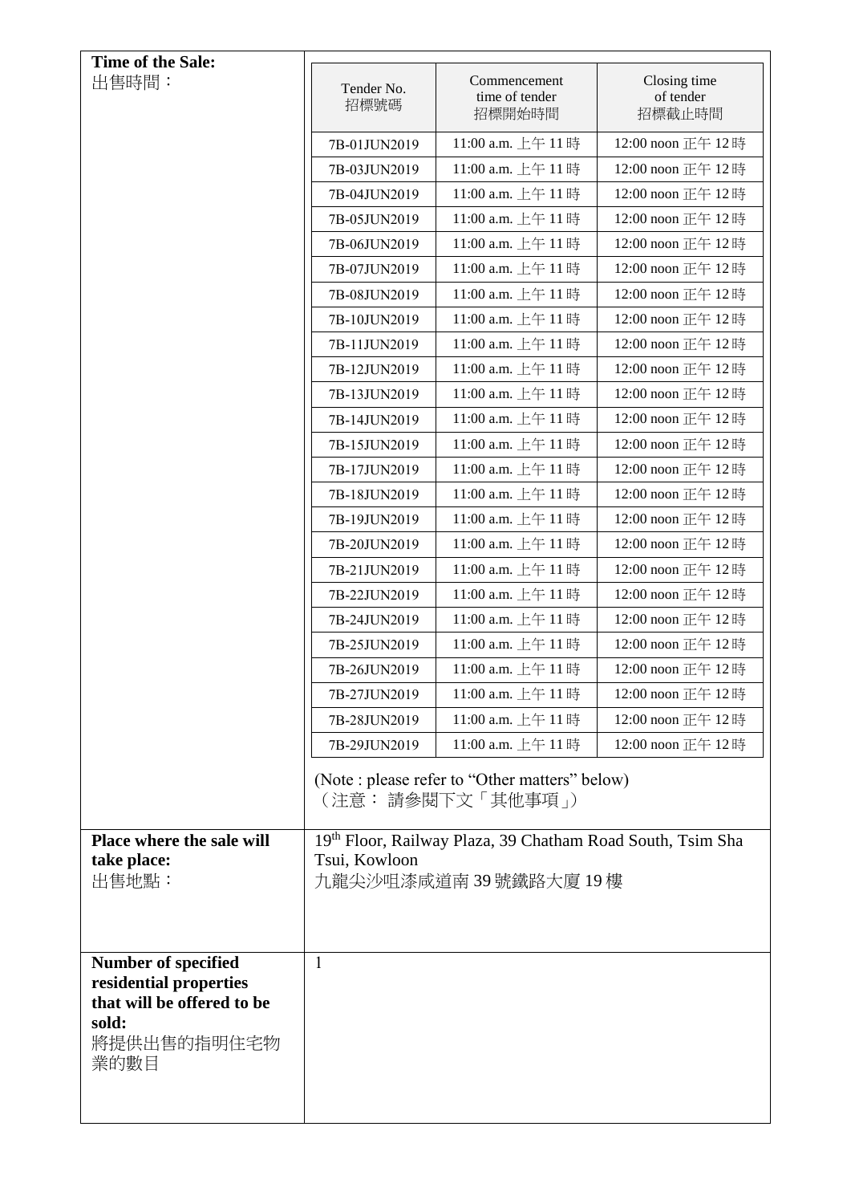| | |
|---|---|
| **Time of the Sale:** 出售時間： | |

| Tender No. 招標號碼 | Commencement time of tender 招標開始時間 | Closing time of tender 招標截止時間 |
|---|---|---|
| 7B-01JUN2019 | 11:00 a.m. 上午 11 時 | 12:00 noon 正午 12 時 |
| 7B-03JUN2019 | 11:00 a.m. 上午 11 時 | 12:00 noon 正午 12 時 |
| 7B-04JUN2019 | 11:00 a.m. 上午 11 時 | 12:00 noon 正午 12 時 |
| 7B-05JUN2019 | 11:00 a.m. 上午 11 時 | 12:00 noon 正午 12 時 |
| 7B-06JUN2019 | 11:00 a.m. 上午 11 時 | 12:00 noon 正午 12 時 |
| 7B-07JUN2019 | 11:00 a.m. 上午 11 時 | 12:00 noon 正午 12 時 |
| 7B-08JUN2019 | 11:00 a.m. 上午 11 時 | 12:00 noon 正午 12 時 |
| 7B-10JUN2019 | 11:00 a.m. 上午 11 時 | 12:00 noon 正午 12 時 |
| 7B-11JUN2019 | 11:00 a.m. 上午 11 時 | 12:00 noon 正午 12 時 |
| 7B-12JUN2019 | 11:00 a.m. 上午 11 時 | 12:00 noon 正午 12 時 |
| 7B-13JUN2019 | 11:00 a.m. 上午 11 時 | 12:00 noon 正午 12 時 |
| 7B-14JUN2019 | 11:00 a.m. 上午 11 時 | 12:00 noon 正午 12 時 |
| 7B-15JUN2019 | 11:00 a.m. 上午 11 時 | 12:00 noon 正午 12 時 |
| 7B-17JUN2019 | 11:00 a.m. 上午 11 時 | 12:00 noon 正午 12 時 |
| 7B-18JUN2019 | 11:00 a.m. 上午 11 時 | 12:00 noon 正午 12 時 |
| 7B-19JUN2019 | 11:00 a.m. 上午 11 時 | 12:00 noon 正午 12 時 |
| 7B-20JUN2019 | 11:00 a.m. 上午 11 時 | 12:00 noon 正午 12 時 |
| 7B-21JUN2019 | 11:00 a.m. 上午 11 時 | 12:00 noon 正午 12 時 |
| 7B-22JUN2019 | 11:00 a.m. 上午 11 時 | 12:00 noon 正午 12 時 |
| 7B-24JUN2019 | 11:00 a.m. 上午 11 時 | 12:00 noon 正午 12 時 |
| 7B-25JUN2019 | 11:00 a.m. 上午 11 時 | 12:00 noon 正午 12 時 |
| 7B-26JUN2019 | 11:00 a.m. 上午 11 時 | 12:00 noon 正午 12 時 |
| 7B-27JUN2019 | 11:00 a.m. 上午 11 時 | 12:00 noon 正午 12 時 |
| 7B-28JUN2019 | 11:00 a.m. 上午 11 時 | 12:00 noon 正午 12 時 |
| 7B-29JUN2019 | 11:00 a.m. 上午 11 時 | 12:00 noon 正午 12 時 |

(Note : please refer to "Other matters" below)
（注意： 請參閱下文「其他事項」）

| | |
|---|---|
| **Place where the sale will take place:** 出售地點： | 19th Floor, Railway Plaza, 39 Chatham Road South, Tsim Sha Tsui, Kowloon 九龍尖沙咀漆咸道南 39 號鐵路大廈 19 樓 |
| **Number of specified residential properties that will be offered to be sold:** 將提供出售的指明住宅物業的數目 | 1 |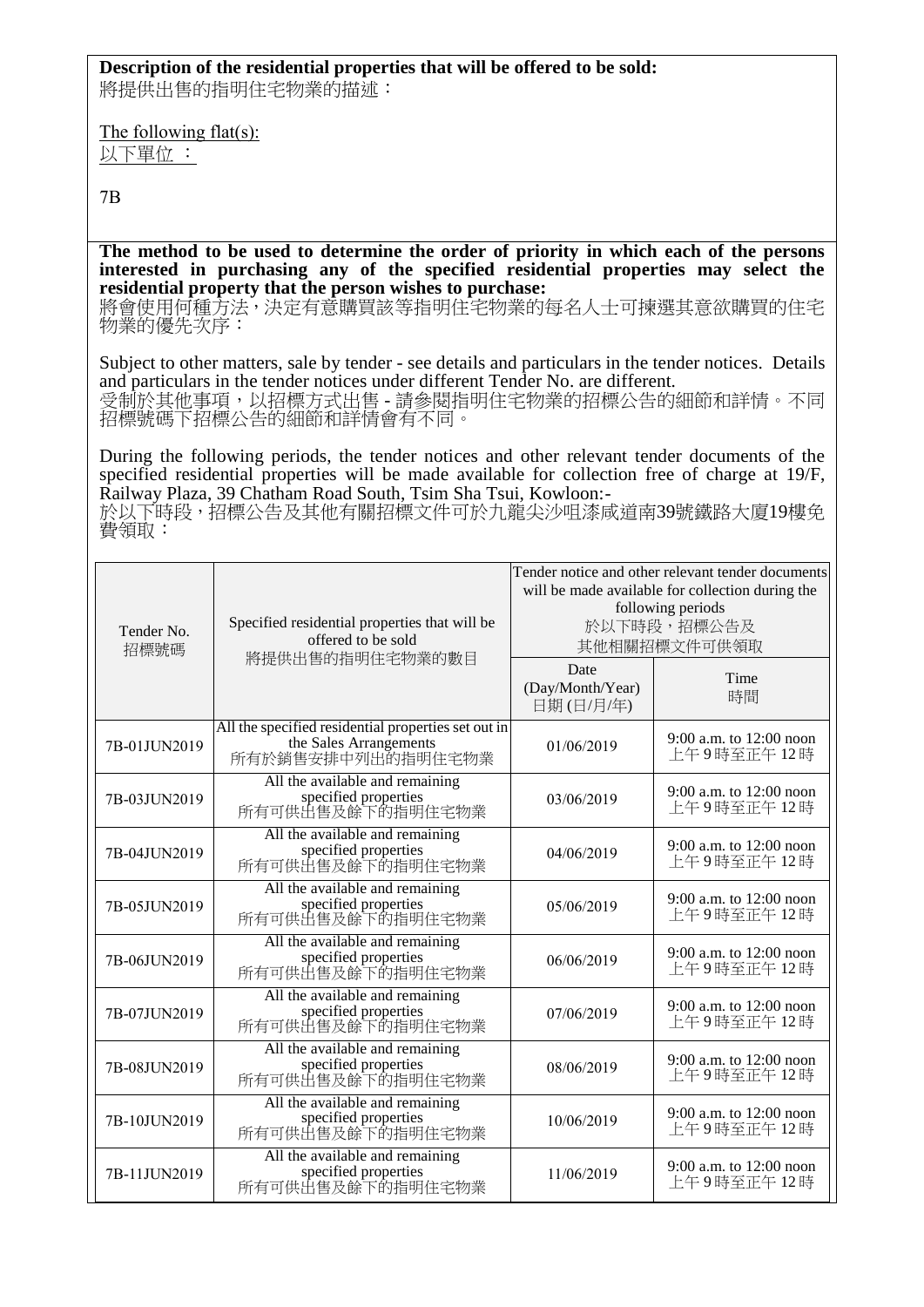**Description of the residential properties that will be offered to be sold:**
將提供出售的指明住宅物業的描述：

The following flat(s):
以下單位 ：

7B

**The method to be used to determine the order of priority in which each of the persons interested in purchasing any of the specified residential properties may select the residential property that the person wishes to purchase:**
將會使用何種方法，決定有意購買該等指明住宅物業的每名人士可揀選其意欲購買的住宅物業的優先次序：

Subject to other matters, sale by tender - see details and particulars in the tender notices. Details and particulars in the tender notices under different Tender No. are different.
受制於其他事項，以招標方式出售 - 請參閱指明住宅物業的招標公告的細節和詳情。不同招標號碼下招標公告的細節和詳情會有不同。

During the following periods, the tender notices and other relevant tender documents of the specified residential properties will be made available for collection free of charge at 19/F, Railway Plaza, 39 Chatham Road South, Tsim Sha Tsui, Kowloon:-
於以下時段，招標公告及其他有關招標文件可於九龍尖沙咀漆咸道南39號鐵路大廈19樓免費領取：

| Tender No. 招標號碼 | Specified residential properties that will be offered to be sold 將提供出售的指明住宅物業的數目 | Tender notice and other relevant tender documents will be made available for collection during the following periods 於以下時段，招標公告及其他相關招標文件可供領取 | |
|---|---|---|---|
| | | Date (Day/Month/Year) 日期 (日/月/年) | Time 時間 |
| 7B-01JUN2019 | All the specified residential properties set out in the Sales Arrangements 所有於銷售安排中列出的指明住宅物業 | 01/06/2019 | 9:00 a.m. to 12:00 noon 上午 9 時至正午 12 時 |
| 7B-03JUN2019 | All the available and remaining specified properties 所有可供出售及餘下的指明住宅物業 | 03/06/2019 | 9:00 a.m. to 12:00 noon 上午 9 時至正午 12 時 |
| 7B-04JUN2019 | All the available and remaining specified properties 所有可供出售及餘下的指明住宅物業 | 04/06/2019 | 9:00 a.m. to 12:00 noon 上午 9 時至正午 12 時 |
| 7B-05JUN2019 | All the available and remaining specified properties 所有可供出售及餘下的指明住宅物業 | 05/06/2019 | 9:00 a.m. to 12:00 noon 上午 9 時至正午 12 時 |
| 7B-06JUN2019 | All the available and remaining specified properties 所有可供出售及餘下的指明住宅物業 | 06/06/2019 | 9:00 a.m. to 12:00 noon 上午 9 時至正午 12 時 |
| 7B-07JUN2019 | All the available and remaining specified properties 所有可供出售及餘下的指明住宅物業 | 07/06/2019 | 9:00 a.m. to 12:00 noon 上午 9 時至正午 12 時 |
| 7B-08JUN2019 | All the available and remaining specified properties 所有可供出售及餘下的指明住宅物業 | 08/06/2019 | 9:00 a.m. to 12:00 noon 上午 9 時至正午 12 時 |
| 7B-10JUN2019 | All the available and remaining specified properties 所有可供出售及餘下的指明住宅物業 | 10/06/2019 | 9:00 a.m. to 12:00 noon 上午 9 時至正午 12 時 |
| 7B-11JUN2019 | All the available and remaining specified properties 所有可供出售及餘下的指明住宅物業 | 11/06/2019 | 9:00 a.m. to 12:00 noon 上午 9 時至正午 12 時 |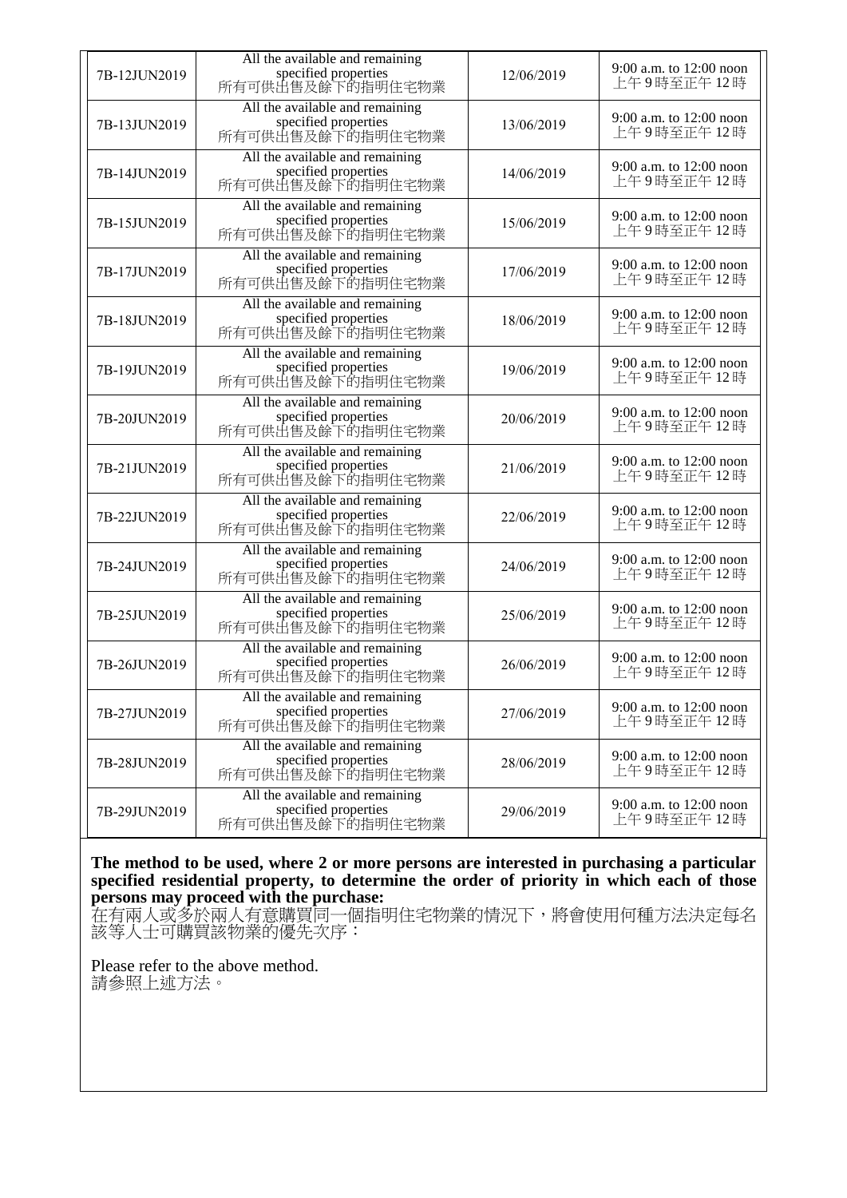| | | | |
|---|---|---|---|
| 7B-12JUN2019 | All the available and remaining specified properties 所有可供出售及餘下的指明住宅物業 | 12/06/2019 | 9:00 a.m. to 12:00 noon 上午 9 時至正午 12 時 |
| 7B-13JUN2019 | All the available and remaining specified properties 所有可供出售及餘下的指明住宅物業 | 13/06/2019 | 9:00 a.m. to 12:00 noon 上午 9 時至正午 12 時 |
| 7B-14JUN2019 | All the available and remaining specified properties 所有可供出售及餘下的指明住宅物業 | 14/06/2019 | 9:00 a.m. to 12:00 noon 上午 9 時至正午 12 時 |
| 7B-15JUN2019 | All the available and remaining specified properties 所有可供出售及餘下的指明住宅物業 | 15/06/2019 | 9:00 a.m. to 12:00 noon 上午 9 時至正午 12 時 |
| 7B-17JUN2019 | All the available and remaining specified properties 所有可供出售及餘下的指明住宅物業 | 17/06/2019 | 9:00 a.m. to 12:00 noon 上午 9 時至正午 12 時 |
| 7B-18JUN2019 | All the available and remaining specified properties 所有可供出售及餘下的指明住宅物業 | 18/06/2019 | 9:00 a.m. to 12:00 noon 上午 9 時至正午 12 時 |
| 7B-19JUN2019 | All the available and remaining specified properties 所有可供出售及餘下的指明住宅物業 | 19/06/2019 | 9:00 a.m. to 12:00 noon 上午 9 時至正午 12 時 |
| 7B-20JUN2019 | All the available and remaining specified properties 所有可供出售及餘下的指明住宅物業 | 20/06/2019 | 9:00 a.m. to 12:00 noon 上午 9 時至正午 12 時 |
| 7B-21JUN2019 | All the available and remaining specified properties 所有可供出售及餘下的指明住宅物業 | 21/06/2019 | 9:00 a.m. to 12:00 noon 上午 9 時至正午 12 時 |
| 7B-22JUN2019 | All the available and remaining specified properties 所有可供出售及餘下的指明住宅物業 | 22/06/2019 | 9:00 a.m. to 12:00 noon 上午 9 時至正午 12 時 |
| 7B-24JUN2019 | All the available and remaining specified properties 所有可供出售及餘下的指明住宅物業 | 24/06/2019 | 9:00 a.m. to 12:00 noon 上午 9 時至正午 12 時 |
| 7B-25JUN2019 | All the available and remaining specified properties 所有可供出售及餘下的指明住宅物業 | 25/06/2019 | 9:00 a.m. to 12:00 noon 上午 9 時至正午 12 時 |
| 7B-26JUN2019 | All the available and remaining specified properties 所有可供出售及餘下的指明住宅物業 | 26/06/2019 | 9:00 a.m. to 12:00 noon 上午 9 時至正午 12 時 |
| 7B-27JUN2019 | All the available and remaining specified properties 所有可供出售及餘下的指明住宅物業 | 27/06/2019 | 9:00 a.m. to 12:00 noon 上午 9 時至正午 12 時 |
| 7B-28JUN2019 | All the available and remaining specified properties 所有可供出售及餘下的指明住宅物業 | 28/06/2019 | 9:00 a.m. to 12:00 noon 上午 9 時至正午 12 時 |
| 7B-29JUN2019 | All the available and remaining specified properties 所有可供出售及餘下的指明住宅物業 | 29/06/2019 | 9:00 a.m. to 12:00 noon 上午 9 時至正午 12 時 |

**The method to be used, where 2 or more persons are interested in purchasing a particular specified residential property, to determine the order of priority in which each of those persons may proceed with the purchase:**
在有兩人或多於兩人有意購買同一個指明住宅物業的情況下，將會使用何種方法決定每名該等人士可購買該物業的優先次序：

Please refer to the above method.
請參照上述方法。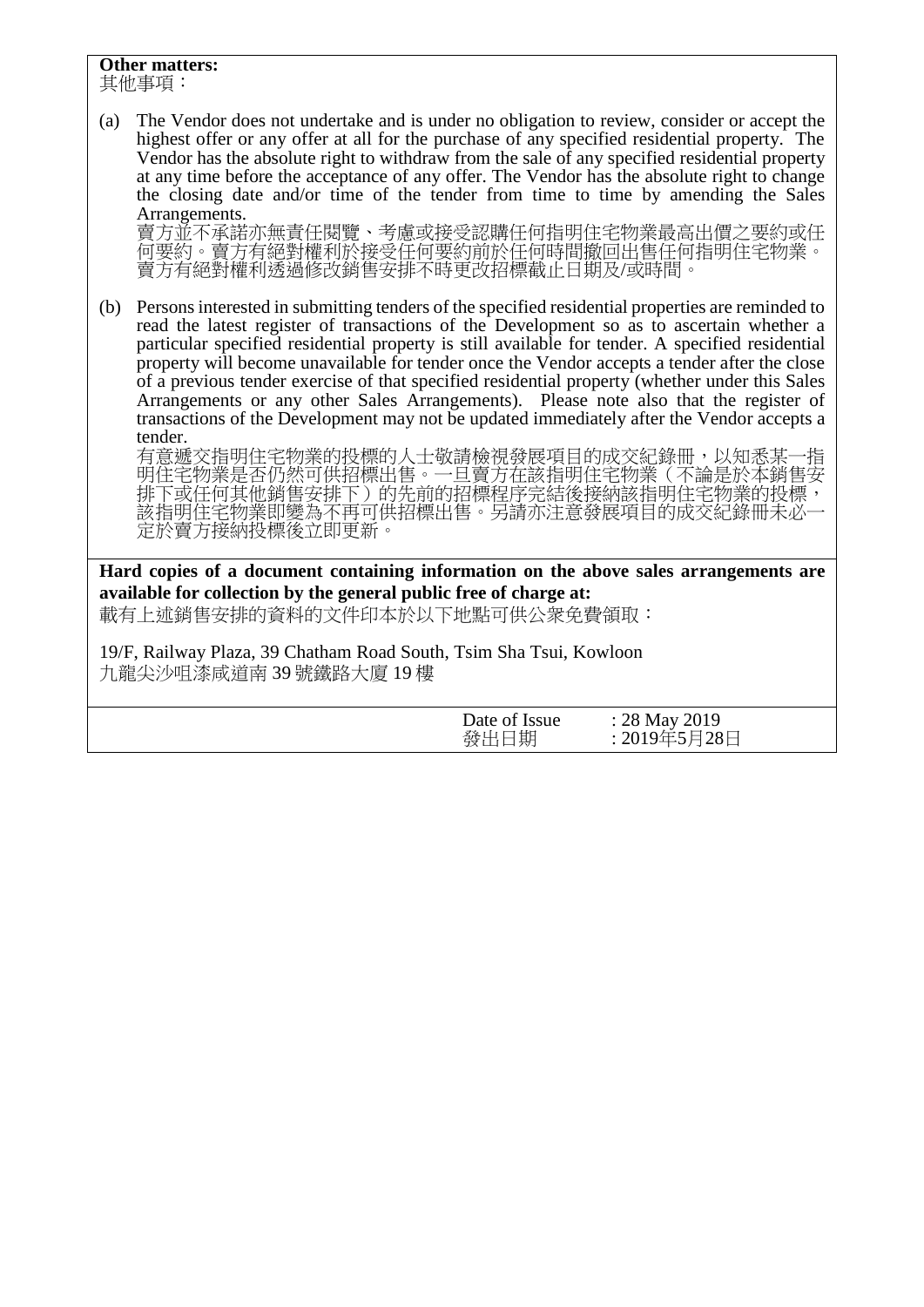**Other matters:**
其他事項：

(a) The Vendor does not undertake and is under no obligation to review, consider or accept the highest offer or any offer at all for the purchase of any specified residential property. The Vendor has the absolute right to withdraw from the sale of any specified residential property at any time before the acceptance of any offer. The Vendor has the absolute right to change the closing date and/or time of the tender from time to time by amending the Sales Arrangements.
賣方並不承諾亦無責任閱覽、考慮或接受認購任何指明住宅物業最高出價之要約或任何要約。賣方有絕對權利於接受任何要約前於任何時間撤回出售任何指明住宅物業。賣方有絕對權利透過修改銷售安排不時更改招標截止日期及/或時間。

(b) Persons interested in submitting tenders of the specified residential properties are reminded to read the latest register of transactions of the Development so as to ascertain whether a particular specified residential property is still available for tender. A specified residential property will become unavailable for tender once the Vendor accepts a tender after the close of a previous tender exercise of that specified residential property (whether under this Sales Arrangements or any other Sales Arrangements). Please note also that the register of transactions of the Development may not be updated immediately after the Vendor accepts a tender.
有意遞交指明住宅物業的投標的人士敬請檢視發展項目的成交紀錄冊，以知悉某一指明住宅物業是否仍然可供招標出售。一旦賣方在該指明住宅物業（不論是於本銷售安排下或任何其他銷售安排下）的先前的招標程序完結後接納該指明住宅物業的投標，該指明住宅物業即變為不再可供招標出售。另請亦注意發展項目的成交紀錄冊未必一定於賣方接納投標後立即更新。

**Hard copies of a document containing information on the above sales arrangements are available for collection by the general public free of charge at:**
載有上述銷售安排的資料的文件印本於以下地點可供公眾免費領取：

19/F, Railway Plaza, 39 Chatham Road South, Tsim Sha Tsui, Kowloon
九龍尖沙咀漆咸道南 39 號鐵路大廈 19 樓

Date of Issue : 28 May 2019
發出日期 : 2019年5月28日